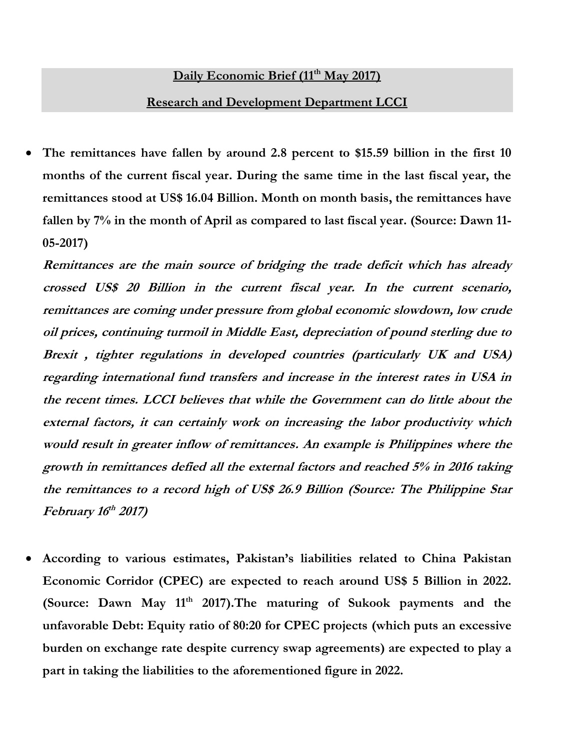**<u>Daily Economic Brief (11th May 2017)</u>**

**<u>Research and Development Department LCCI</u>**

- **The remittances have fallen by around 2.8 percent to $15.59 billion in the first 10 months of the current fiscal year. During the same time in the last fiscal year, the remittances stood at US$ 16.04 Billion. Month on month basis, the remittances have fallen by 7% in the month of April as compared to last fiscal year. (Source: Dawn 11-05-2017)**

  ***Remittances are the main source of bridging the trade deficit which has already crossed US$ 20 Billion in the current fiscal year. In the current scenario, remittances are coming under pressure from global economic slowdown, low crude oil prices, continuing turmoil in Middle East, depreciation of pound sterling due to Brexit , tighter regulations in developed countries (particularly UK and USA) regarding international fund transfers and increase in the interest rates in USA in the recent times. LCCI believes that while the Government can do little about the external factors, it can certainly work on increasing the labor productivity which would result in greater inflow of remittances. An example is Philippines where the growth in remittances defied all the external factors and reached 5% in 2016 taking the remittances to a record high of US$ 26.9 Billion (Source: The Philippine Star February 16th 2017)***

- **According to various estimates, Pakistan's liabilities related to China Pakistan Economic Corridor (CPEC) are expected to reach around US$ 5 Billion in 2022. (Source: Dawn May 11th 2017).The maturing of Sukook payments and the unfavorable Debt: Equity ratio of 80:20 for CPEC projects (which puts an excessive burden on exchange rate despite currency swap agreements) are expected to play a part in taking the liabilities to the aforementioned figure in 2022.**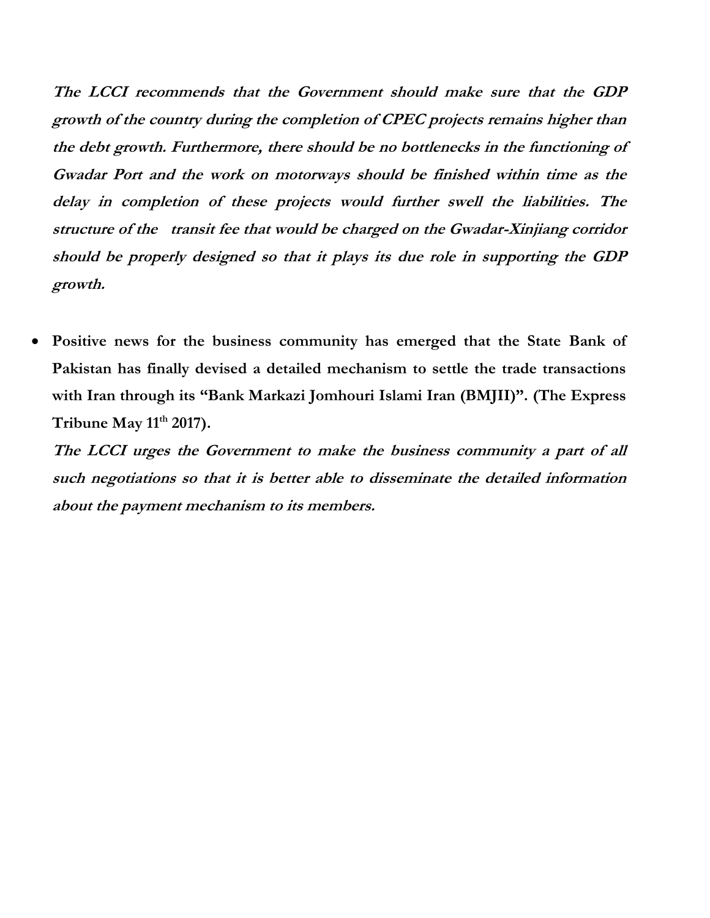***The LCCI recommends that the Government should make sure that the GDP growth of the country during the completion of CPEC projects remains higher than the debt growth. Furthermore, there should be no bottlenecks in the functioning of Gwadar Port and the work on motorways should be finished within time as the delay in completion of these projects would further swell the liabilities. The structure of the transit fee that would be charged on the Gwadar-Xinjiang corridor should be properly designed so that it plays its due role in supporting the GDP growth.***

- **Positive news for the business community has emerged that the State Bank of Pakistan has finally devised a detailed mechanism to settle the trade transactions with Iran through its "Bank Markazi Jomhouri Islami Iran (BMJII)". (The Express Tribune May 11th 2017).**

  ***The LCCI urges the Government to make the business community a part of all such negotiations so that it is better able to disseminate the detailed information about the payment mechanism to its members.***